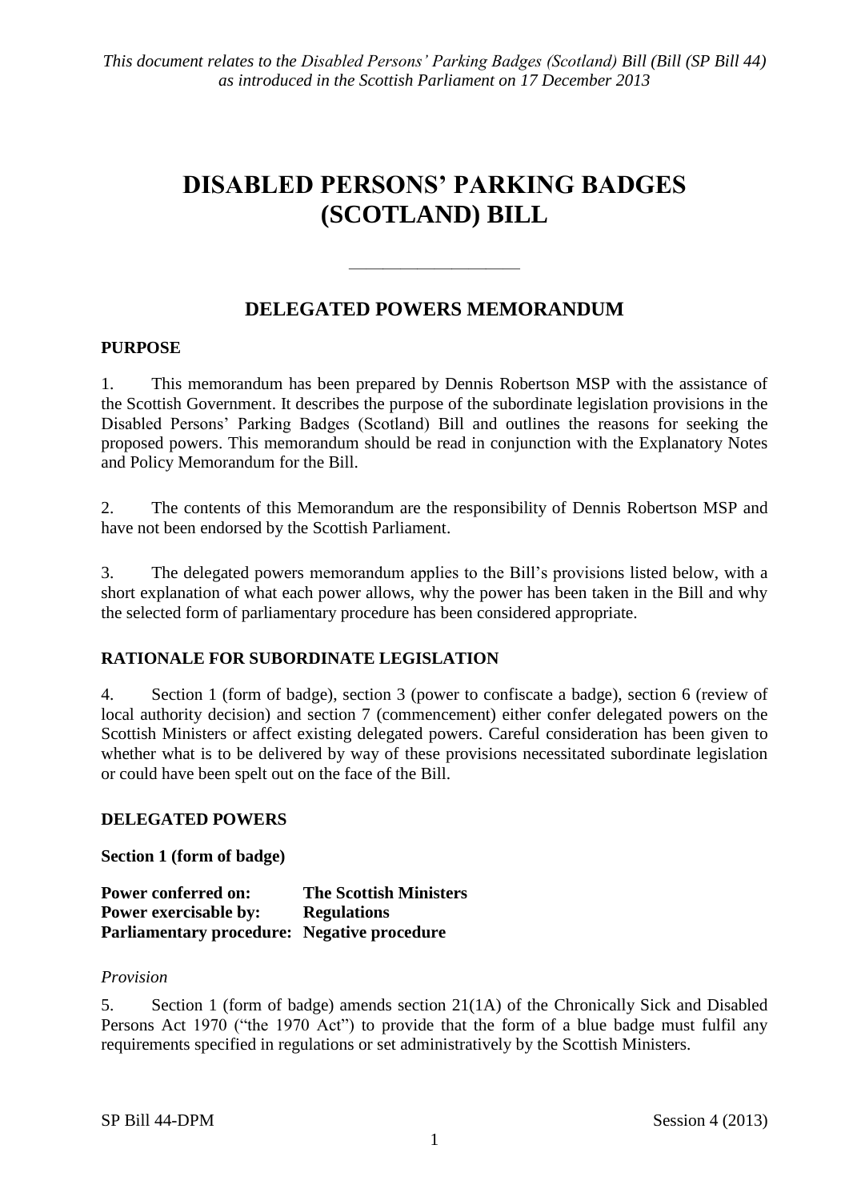*This document relates to the Disabled Persons' Parking Badges (Scotland) Bill (Bill (SP Bill 44) as introduced in the Scottish Parliament on 17 December 2013*

# DISABLED PERSONS' PARKING BADGES (SCOTLAND) BILL

---

## DELEGATED POWERS MEMORANDUM

### PURPOSE

1. This memorandum has been prepared by Dennis Robertson MSP with the assistance of the Scottish Government. It describes the purpose of the subordinate legislation provisions in the Disabled Persons' Parking Badges (Scotland) Bill and outlines the reasons for seeking the proposed powers. This memorandum should be read in conjunction with the Explanatory Notes and Policy Memorandum for the Bill.

2. The contents of this Memorandum are the responsibility of Dennis Robertson MSP and have not been endorsed by the Scottish Parliament.

3. The delegated powers memorandum applies to the Bill's provisions listed below, with a short explanation of what each power allows, why the power has been taken in the Bill and why the selected form of parliamentary procedure has been considered appropriate.

### RATIONALE FOR SUBORDINATE LEGISLATION

4. Section 1 (form of badge), section 3 (power to confiscate a badge), section 6 (review of local authority decision) and section 7 (commencement) either confer delegated powers on the Scottish Ministers or affect existing delegated powers. Careful consideration has been given to whether what is to be delivered by way of these provisions necessitated subordinate legislation or could have been spelt out on the face of the Bill.

### DELEGATED POWERS

**Section 1 (form of badge)**

**Power conferred on:** **The Scottish Ministers**
**Power exercisable by:** **Regulations**
**Parliamentary procedure:** **Negative procedure**

*Provision*

5. Section 1 (form of badge) amends section 21(1A) of the Chronically Sick and Disabled Persons Act 1970 ("the 1970 Act") to provide that the form of a blue badge must fulfil any requirements specified in regulations or set administratively by the Scottish Ministers.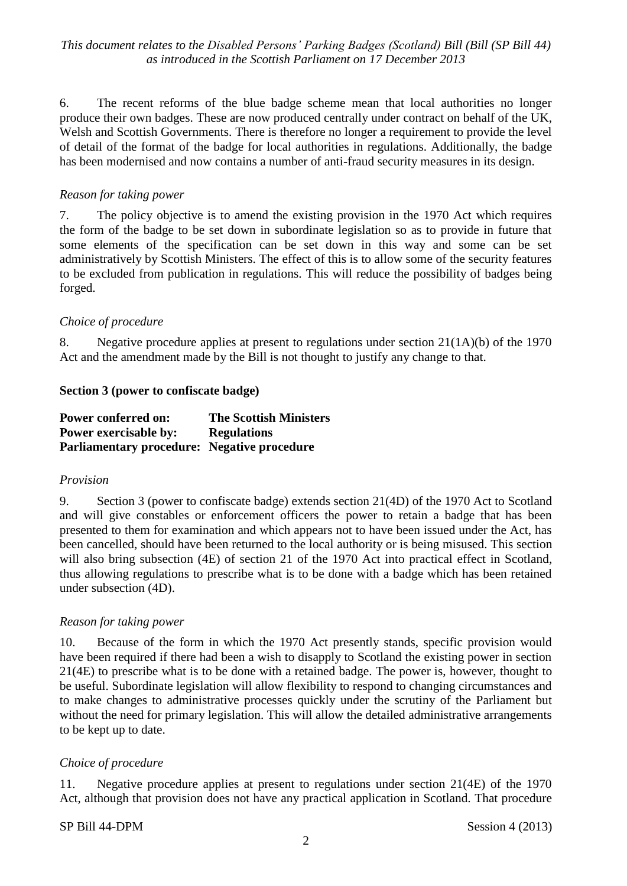6. The recent reforms of the blue badge scheme mean that local authorities no longer produce their own badges. These are now produced centrally under contract on behalf of the UK, Welsh and Scottish Governments. There is therefore no longer a requirement to provide the level of detail of the format of the badge for local authorities in regulations. Additionally, the badge has been modernised and now contains a number of anti-fraud security measures in its design.

*Reason for taking power*

7. The policy objective is to amend the existing provision in the 1970 Act which requires the form of the badge to be set down in subordinate legislation so as to provide in future that some elements of the specification can be set down in this way and some can be set administratively by Scottish Ministers. The effect of this is to allow some of the security features to be excluded from publication in regulations. This will reduce the possibility of badges being forged.

*Choice of procedure*

8. Negative procedure applies at present to regulations under section 21(1A)(b) of the 1970 Act and the amendment made by the Bill is not thought to justify any change to that.

**Section 3 (power to confiscate badge)**

**Power conferred on: The Scottish Ministers**
**Power exercisable by: Regulations**
**Parliamentary procedure: Negative procedure**

*Provision*

9. Section 3 (power to confiscate badge) extends section 21(4D) of the 1970 Act to Scotland and will give constables or enforcement officers the power to retain a badge that has been presented to them for examination and which appears not to have been issued under the Act, has been cancelled, should have been returned to the local authority or is being misused. This section will also bring subsection (4E) of section 21 of the 1970 Act into practical effect in Scotland, thus allowing regulations to prescribe what is to be done with a badge which has been retained under subsection (4D).

*Reason for taking power*

10. Because of the form in which the 1970 Act presently stands, specific provision would have been required if there had been a wish to disapply to Scotland the existing power in section 21(4E) to prescribe what is to be done with a retained badge. The power is, however, thought to be useful. Subordinate legislation will allow flexibility to respond to changing circumstances and to make changes to administrative processes quickly under the scrutiny of the Parliament but without the need for primary legislation. This will allow the detailed administrative arrangements to be kept up to date.

*Choice of procedure*

11. Negative procedure applies at present to regulations under section 21(4E) of the 1970 Act, although that provision does not have any practical application in Scotland. That procedure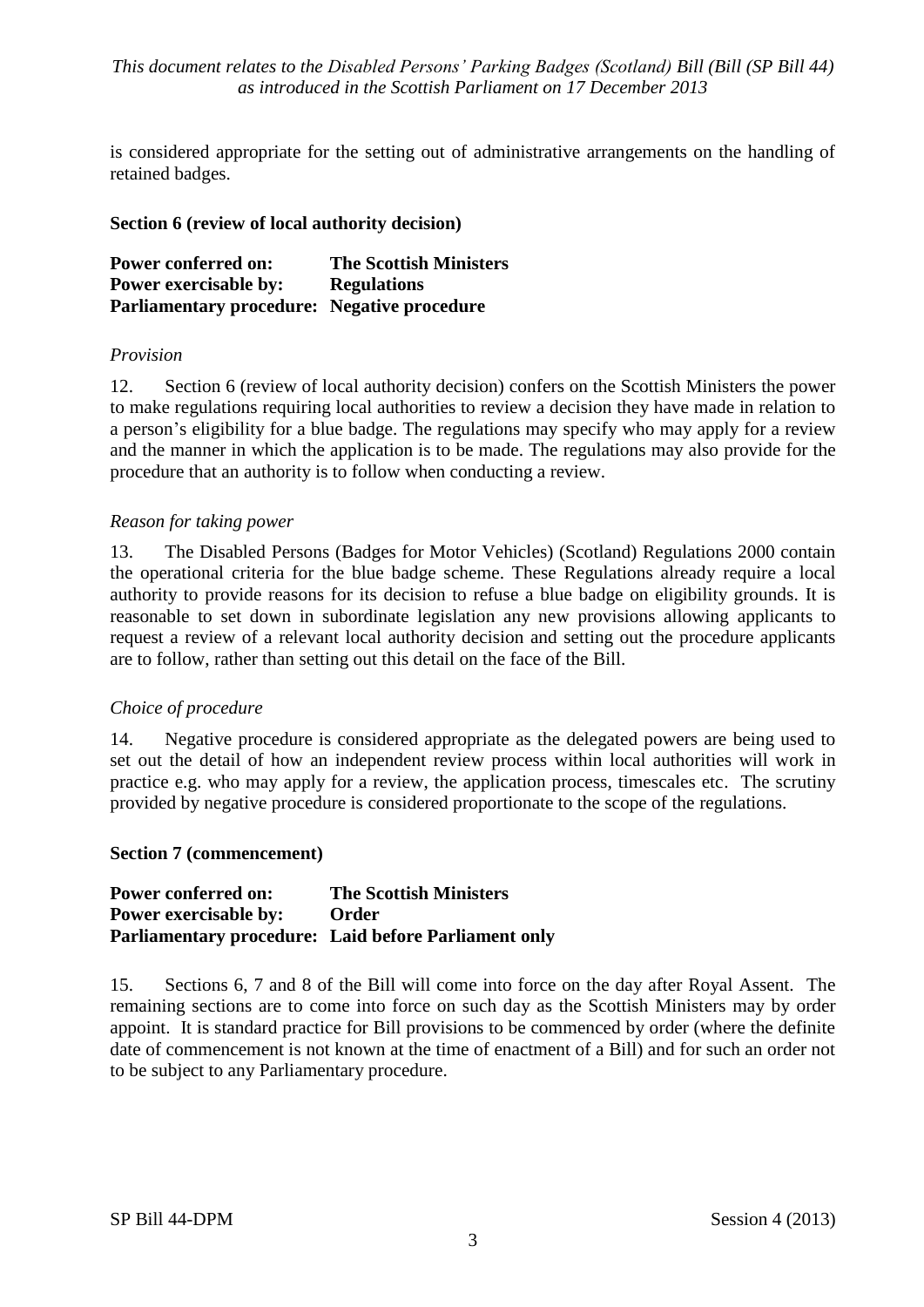is considered appropriate for the setting out of administrative arrangements on the handling of retained badges.

**Section 6 (review of local authority decision)**

**Power conferred on:** **The Scottish Ministers**
**Power exercisable by:** **Regulations**
**Parliamentary procedure:** **Negative procedure**

*Provision*

12. Section 6 (review of local authority decision) confers on the Scottish Ministers the power to make regulations requiring local authorities to review a decision they have made in relation to a person's eligibility for a blue badge. The regulations may specify who may apply for a review and the manner in which the application is to be made. The regulations may also provide for the procedure that an authority is to follow when conducting a review.

*Reason for taking power*

13. The Disabled Persons (Badges for Motor Vehicles) (Scotland) Regulations 2000 contain the operational criteria for the blue badge scheme. These Regulations already require a local authority to provide reasons for its decision to refuse a blue badge on eligibility grounds. It is reasonable to set down in subordinate legislation any new provisions allowing applicants to request a review of a relevant local authority decision and setting out the procedure applicants are to follow, rather than setting out this detail on the face of the Bill.

*Choice of procedure*

14. Negative procedure is considered appropriate as the delegated powers are being used to set out the detail of how an independent review process within local authorities will work in practice e.g. who may apply for a review, the application process, timescales etc. The scrutiny provided by negative procedure is considered proportionate to the scope of the regulations.

**Section 7 (commencement)**

**Power conferred on:** **The Scottish Ministers**
**Power exercisable by:** **Order**
**Parliamentary procedure:** **Laid before Parliament only**

15. Sections 6, 7 and 8 of the Bill will come into force on the day after Royal Assent. The remaining sections are to come into force on such day as the Scottish Ministers may by order appoint. It is standard practice for Bill provisions to be commenced by order (where the definite date of commencement is not known at the time of enactment of a Bill) and for such an order not to be subject to any Parliamentary procedure.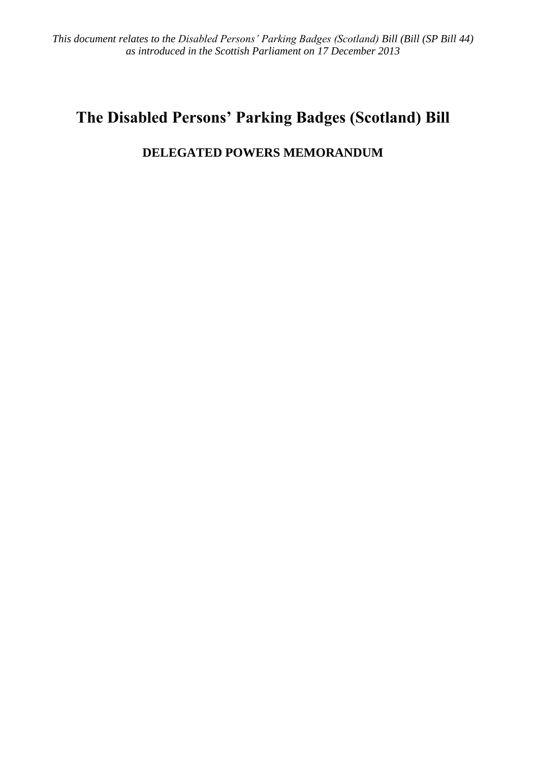*This document relates to the Disabled Persons' Parking Badges (Scotland) Bill (Bill (SP Bill 44) as introduced in the Scottish Parliament on 17 December 2013*

# The Disabled Persons' Parking Badges (Scotland) Bill

## DELEGATED POWERS MEMORANDUM